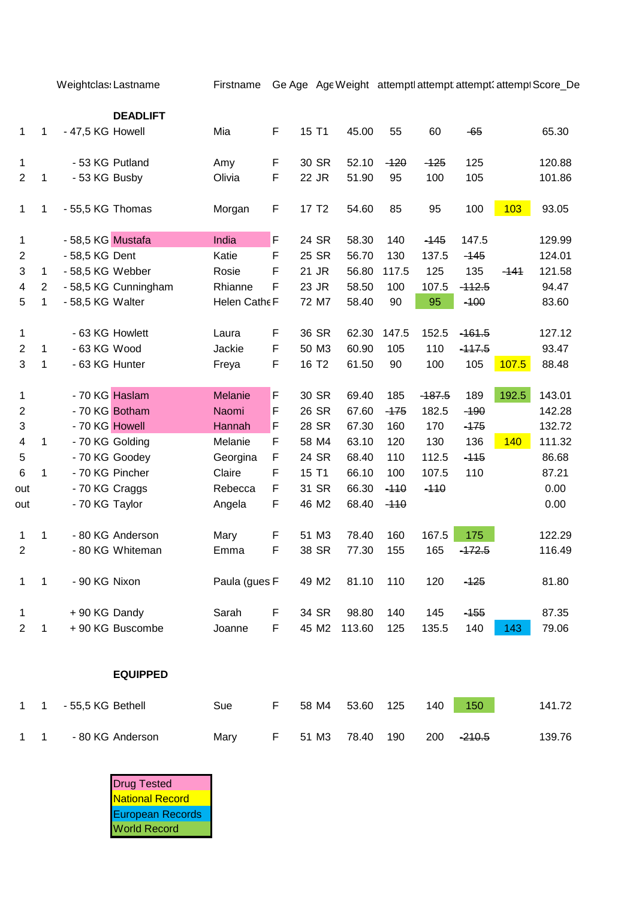| | | Weightclass | Lastname | Firstname | Ge | Age | Age | Weight | attempt1 | attempt2 | attempt3 | attempt4 | Score_De |
|---|---|---|---|---|---|---|---|---|---|---|---|---|---|
| | | | **DEADLIFT** | | | | | | | | | | |
| 1 | 1 | - 47,5 KG | Howell | Mia | F | 15 | T1 | 45.00 | 55 | 60 | ~~-65~~ | | 65.30 |
| 1 | | - 53 KG | Putland | Amy | F | 30 | SR | 52.10 | ~~-120~~ | ~~-125~~ | 125 | | 120.88 |
| 2 | 1 | - 53 KG | Busby | Olivia | F | 22 | JR | 51.90 | 95 | 100 | 105 | | 101.86 |
| 1 | 1 | - 55,5 KG | Thomas | Morgan | F | 17 | T2 | 54.60 | 85 | 95 | 100 | 103 | 93.05 |
| 1 | | - 58,5 KG | Mustafa | India | F | 24 | SR | 58.30 | 140 | ~~-145~~ | 147.5 | | 129.99 |
| 2 | | - 58,5 KG | Dent | Katie | F | 25 | SR | 56.70 | 130 | 137.5 | ~~-145~~ | | 124.01 |
| 3 | 1 | - 58,5 KG | Webber | Rosie | F | 21 | JR | 56.80 | 117.5 | 125 | 135 | ~~-141~~ | 121.58 |
| 4 | 2 | - 58,5 KG | Cunningham | Rhianne | F | 23 | JR | 58.50 | 100 | 107.5 | ~~-112.5~~ | | 94.47 |
| 5 | 1 | - 58,5 KG | Walter | Helen Cathe | F | 72 | M7 | 58.40 | 90 | 95 | ~~-100~~ | | 83.60 |
| 1 | | - 63 KG | Howlett | Laura | F | 36 | SR | 62.30 | 147.5 | 152.5 | ~~-161.5~~ | | 127.12 |
| 2 | 1 | - 63 KG | Wood | Jackie | F | 50 | M3 | 60.90 | 105 | 110 | ~~-117.5~~ | | 93.47 |
| 3 | 1 | - 63 KG | Hunter | Freya | F | 16 | T2 | 61.50 | 90 | 100 | 105 | 107.5 | 88.48 |
| 1 | | - 70 KG | Haslam | Melanie | F | 30 | SR | 69.40 | 185 | ~~-187.5~~ | 189 | 192.5 | 143.01 |
| 2 | | - 70 KG | Botham | Naomi | F | 26 | SR | 67.60 | ~~-175~~ | 182.5 | ~~-190~~ | | 142.28 |
| 3 | | - 70 KG | Howell | Hannah | F | 28 | SR | 67.30 | 160 | 170 | ~~-175~~ | | 132.72 |
| 4 | 1 | - 70 KG | Golding | Melanie | F | 58 | M4 | 63.10 | 120 | 130 | 136 | 140 | 111.32 |
| 5 | | - 70 KG | Goodey | Georgina | F | 24 | SR | 68.40 | 110 | 112.5 | ~~-115~~ | | 86.68 |
| 6 | 1 | - 70 KG | Pincher | Claire | F | 15 | T1 | 66.10 | 100 | 107.5 | 110 | | 87.21 |
| out | | - 70 KG | Craggs | Rebecca | F | 31 | SR | 66.30 | ~~-110~~ | ~~-110~~ | | | 0.00 |
| out | | - 70 KG | Taylor | Angela | F | 46 | M2 | 68.40 | ~~-110~~ | | | | 0.00 |
| 1 | 1 | - 80 KG | Anderson | Mary | F | 51 | M3 | 78.40 | 160 | 167.5 | 175 | | 122.29 |
| 2 | | - 80 KG | Whiteman | Emma | F | 38 | SR | 77.30 | 155 | 165 | ~~-172.5~~ | | 116.49 |
| 1 | 1 | - 90 KG | Nixon | Paula (gues | F | 49 | M2 | 81.10 | 110 | 120 | ~~-125~~ | | 81.80 |
| 1 | | + 90 KG | Dandy | Sarah | F | 34 | SR | 98.80 | 140 | 145 | ~~-155~~ | | 87.35 |
| 2 | 1 | + 90 KG | Buscombe | Joanne | F | 45 | M2 | 113.60 | 125 | 135.5 | 140 | 143 | 79.06 |
| | | | **EQUIPPED** | | | | | | | | | | |
| 1 | 1 | - 55,5 KG | Bethell | Sue | F | 58 | M4 | 53.60 | 125 | 140 | 150 | | 141.72 |
| 1 | 1 | - 80 KG | Anderson | Mary | F | 51 | M3 | 78.40 | 190 | 200 | ~~-210.5~~ | | 139.76 |

| Legend |
|---|
| Drug Tested |
| National Record |
| European Records |
| World Record |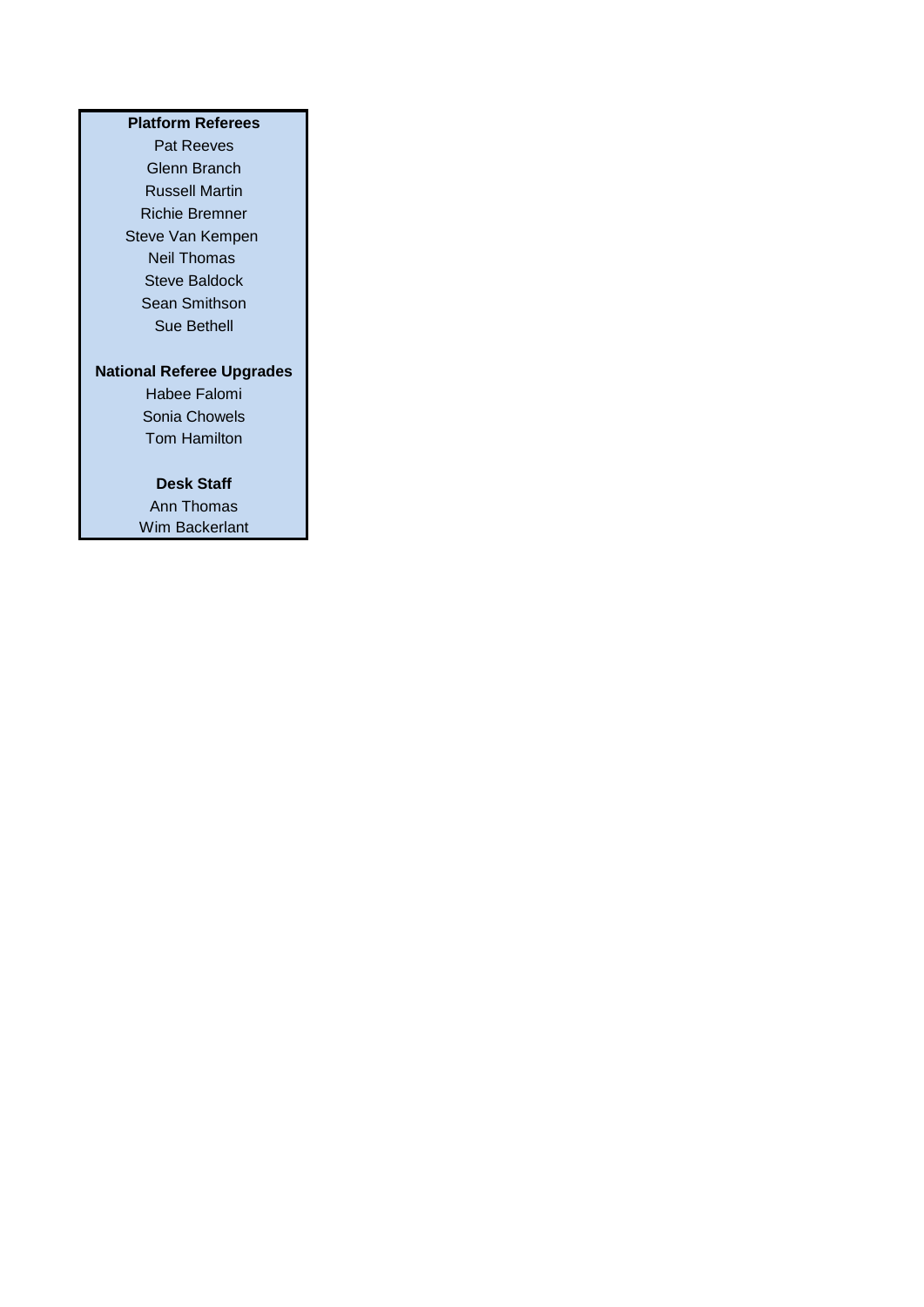**Platform Referees**

Pat Reeves
Glenn Branch
Russell Martin
Richie Bremner
Steve Van Kempen
Neil Thomas
Steve Baldock
Sean Smithson
Sue Bethell

**National Referee Upgrades**

Habee Falomi
Sonia Chowels
Tom Hamilton

**Desk Staff**

Ann Thomas
Wim Backerlant